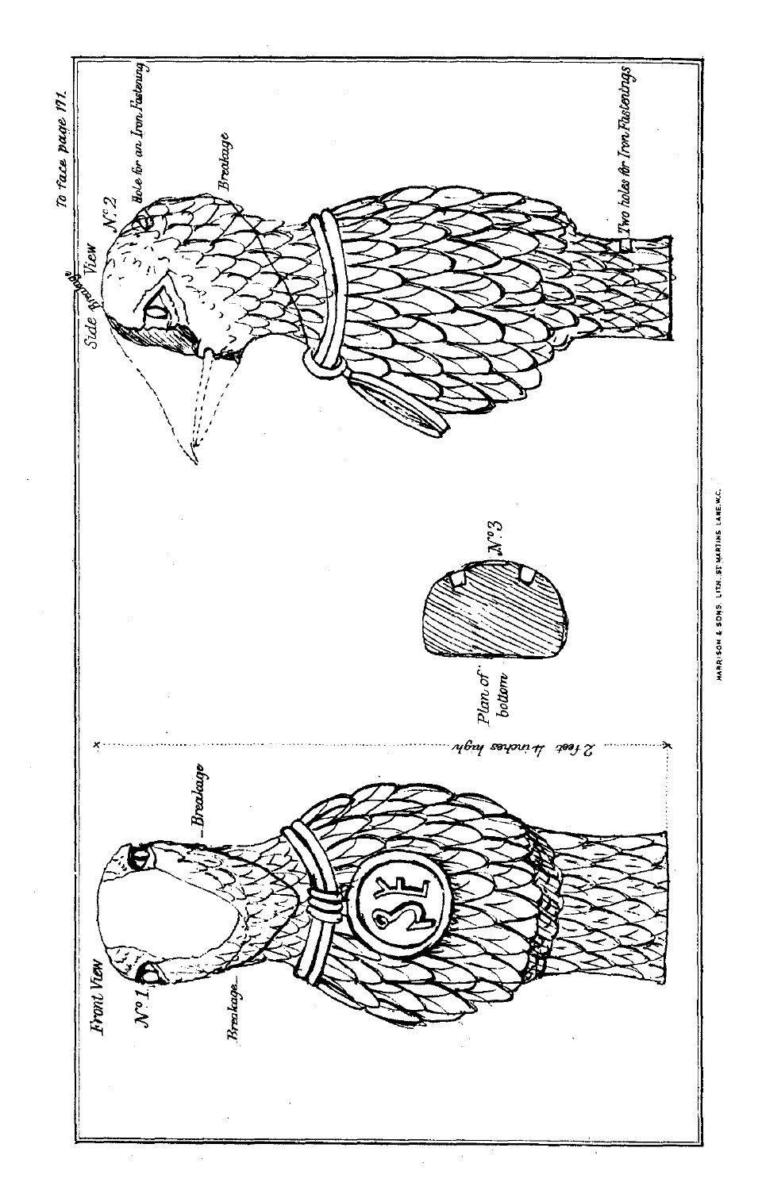To face page 171.

Front View

No. 1.

Breakage

Breakage

2 feet 4 inches high

Plan of bottom

No. 3

Side View

No. 2

Breakage

Hole for an Iron Fastening

Breakage

Two holes for Iron Fastenings

HARRISON & SONS. LITH. ST MARTINS LANE. W.C.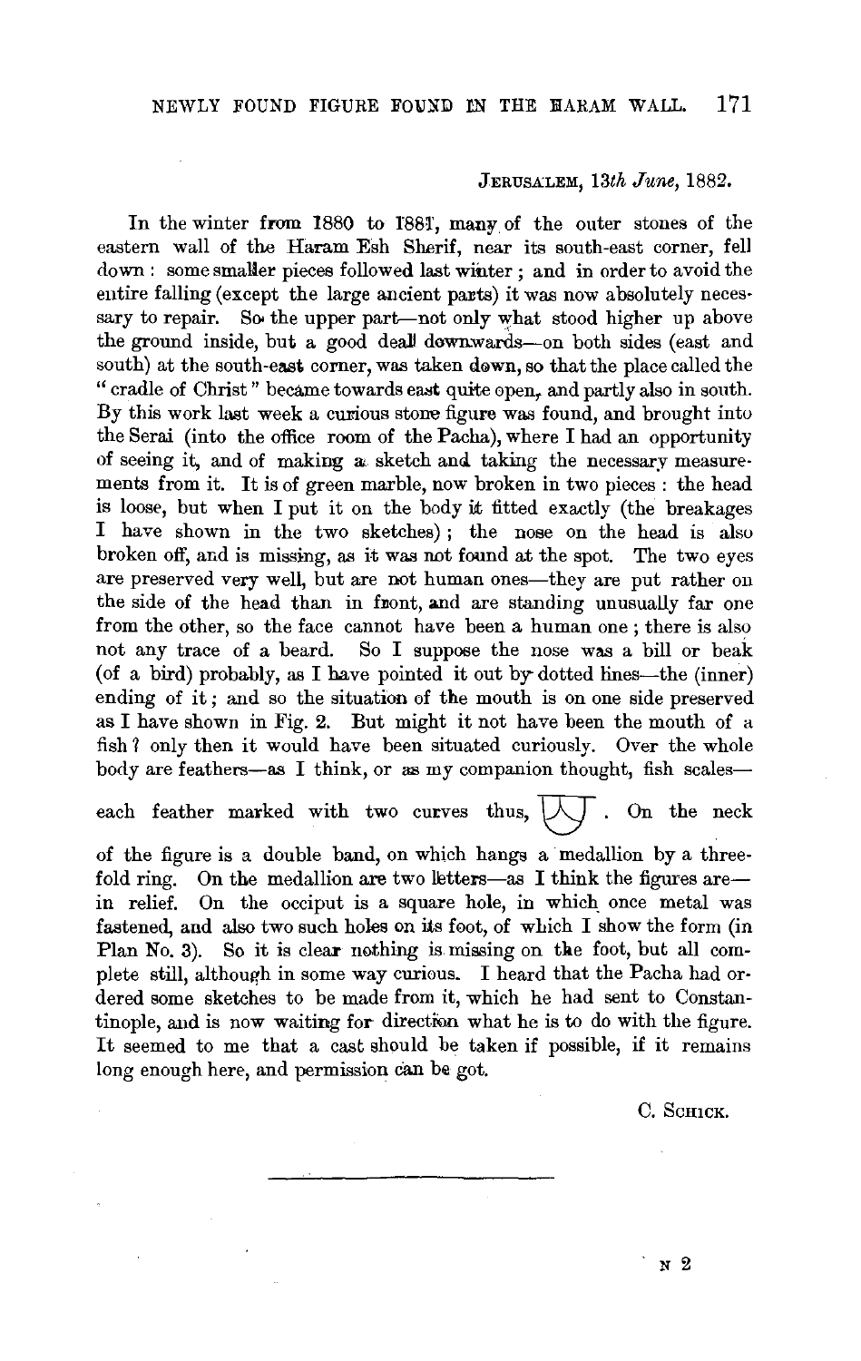JERUSALEM, *13th June*, 1882.

In the winter from 1880 to 1881, many of the outer stones of the eastern wall of the Haram Esh Sherif, near its south-east corner, fell down: some smaller pieces followed last winter; and in order to avoid the entire falling (except the large ancient parts) it was now absolutely necessary to repair. So the upper part—not only what stood higher up above the ground inside, but a good deal downwards—on both sides (east and south) at the south-east corner, was taken down, so that the place called the "cradle of Christ" became towards east quite open, and partly also in south. By this work last week a curious stone figure was found, and brought into the Serai (into the office room of the Pacha), where I had an opportunity of seeing it, and of making a sketch and taking the necessary measurements from it. It is of green marble, now broken in two pieces: the head is loose, but when I put it on the body it fitted exactly (the breakages I have shown in the two sketches); the nose on the head is also broken off, and is missing, as it was not found at the spot. The two eyes are preserved very well, but are not human ones—they are put rather on the side of the head than in front, and are standing unusually far one from the other, so the face cannot have been a human one; there is also not any trace of a beard. So I suppose the nose was a bill or beak (of a bird) probably, as I have pointed it out by dotted lines—the (inner) ending of it; and so the situation of the mouth is on one side preserved as I have shown in Fig. 2. But might it not have been the mouth of a fish? only then it would have been situated curiously. Over the whole body are feathers—as I think, or as my companion thought, fish scales—each feather marked with two curves thus, [symbol]. On the neck of the figure is a double band, on which hangs a medallion by a threefold ring. On the medallion are two letters—as I think the figures are—in relief. On the occiput is a square hole, in which once metal was fastened, and also two such holes on its foot, of which I show the form (in Plan No. 3). So it is clear nothing is missing on the foot, but all complete still, although in some way curious. I heard that the Pacha had ordered some sketches to be made from it, which he had sent to Constantinople, and is now waiting for direction what he is to do with the figure. It seemed to me that a cast should be taken if possible, if it remains long enough here, and permission can be got.

C. SCHICK.